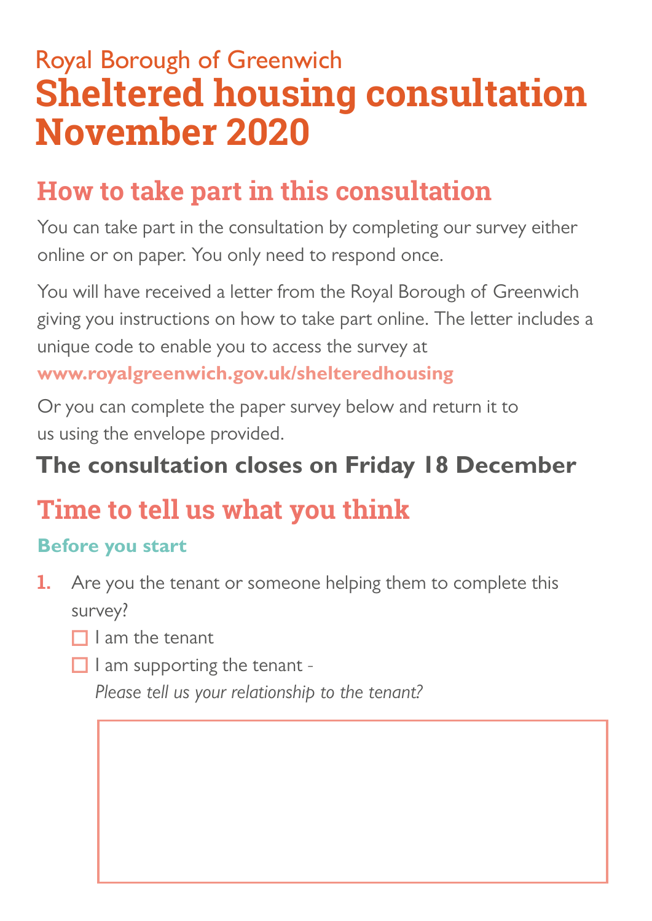Royal Borough of Greenwich

# Sheltered housing consultation November 2020

## How to take part in this consultation

You can take part in the consultation by completing our survey either online or on paper. You only need to respond once.

You will have received a letter from the Royal Borough of Greenwich giving you instructions on how to take part online. The letter includes a unique code to enable you to access the survey at **www.royalgreenwich.gov.uk/shelteredhousing**

Or you can complete the paper survey below and return it to us using the envelope provided.

**The consultation closes on Friday 18 December**

## Time to tell us what you think

### Before you start

1. Are you the tenant or someone helping them to complete this survey?
   - ☐ I am the tenant
   - ☐ I am supporting the tenant - *Please tell us your relationship to the tenant?*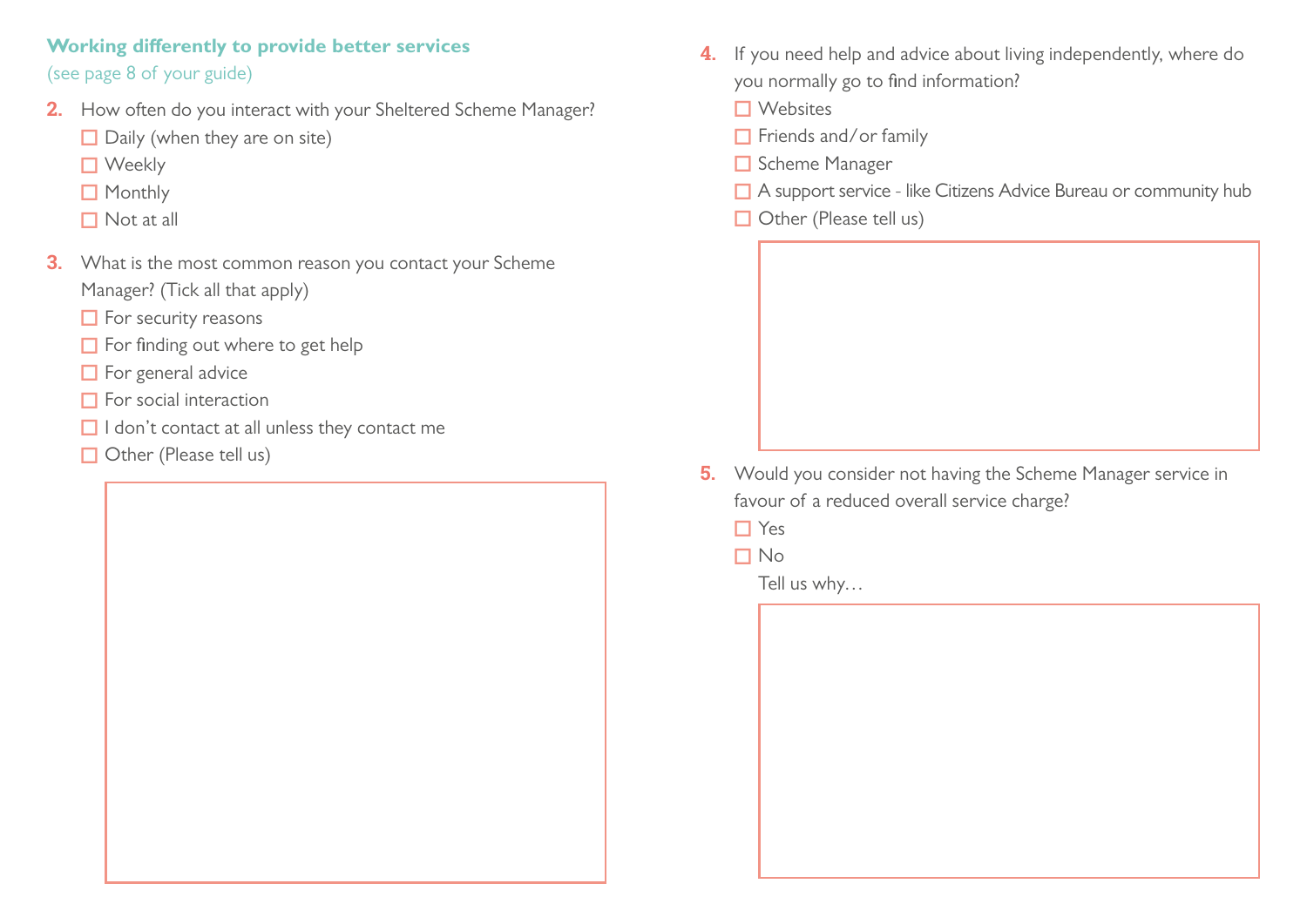## Working differently to provide better services

(see page 8 of your guide)

**2.** How often do you interact with your Sheltered Scheme Manager?

- ☐ Daily (when they are on site)
- ☐ Weekly
- ☐ Monthly
- ☐ Not at all

**3.** What is the most common reason you contact your Scheme Manager? (Tick all that apply)

- ☐ For security reasons
- ☐ For finding out where to get help
- ☐ For general advice
- ☐ For social interaction
- ☐ I don't contact at all unless they contact me
- ☐ Other (Please tell us)

**4.** If you need help and advice about living independently, where do you normally go to find information?

- ☐ Websites
- ☐ Friends and/or family
- ☐ Scheme Manager
- ☐ A support service - like Citizens Advice Bureau or community hub
- ☐ Other (Please tell us)

**5.** Would you consider not having the Scheme Manager service in favour of a reduced overall service charge?

- ☐ Yes
- ☐ No

Tell us why…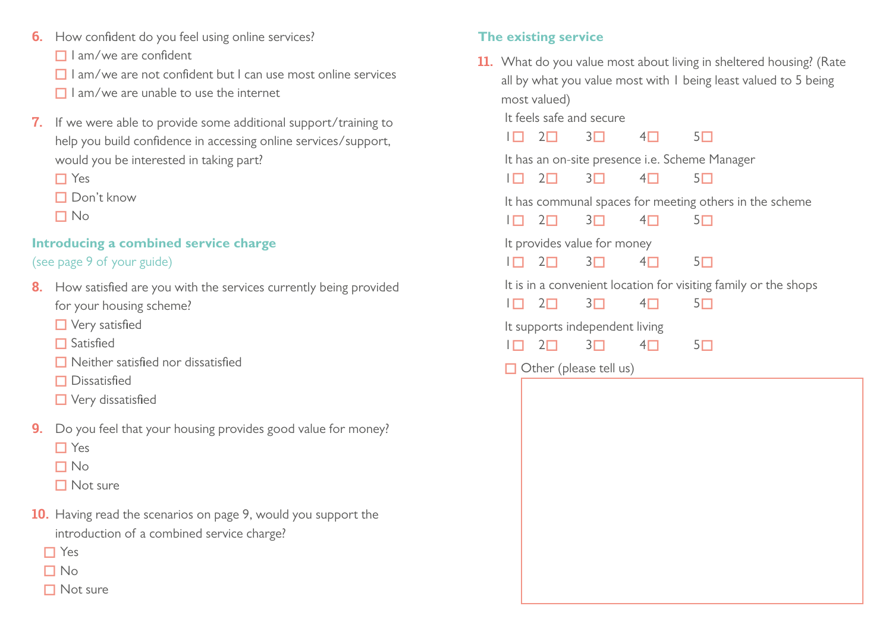6. How confident do you feel using online services?
   - ☐ I am/we are confident
   - ☐ I am/we are not confident but I can use most online services
   - ☐ I am/we are unable to use the internet

7. If we were able to provide some additional support/training to help you build confidence in accessing online services/support, would you be interested in taking part?
   - ☐ Yes
   - ☐ Don't know
   - ☐ No

## Introducing a combined service charge

(see page 9 of your guide)

8. How satisfied are you with the services currently being provided for your housing scheme?
   - ☐ Very satisfied
   - ☐ Satisfied
   - ☐ Neither satisfied nor dissatisfied
   - ☐ Dissatisfied
   - ☐ Very dissatisfied

9. Do you feel that your housing provides good value for money?
   - ☐ Yes
   - ☐ No
   - ☐ Not sure

10. Having read the scenarios on page 9, would you support the introduction of a combined service charge?
   - ☐ Yes
   - ☐ No
   - ☐ Not sure

## The existing service

11. What do you value most about living in sheltered housing? (Rate all by what you value most with 1 being least valued to 5 being most valued)

It feels safe and secure

1☐ 2☐ 3☐ 4☐ 5☐

It has an on-site presence i.e. Scheme Manager

1☐ 2☐ 3☐ 4☐ 5☐

It has communal spaces for meeting others in the scheme

1☐ 2☐ 3☐ 4☐ 5☐

It provides value for money

1☐ 2☐ 3☐ 4☐ 5☐

It is in a convenient location for visiting family or the shops

1☐ 2☐ 3☐ 4☐ 5☐

It supports independent living

1☐ 2☐ 3☐ 4☐ 5☐

☐ Other (please tell us)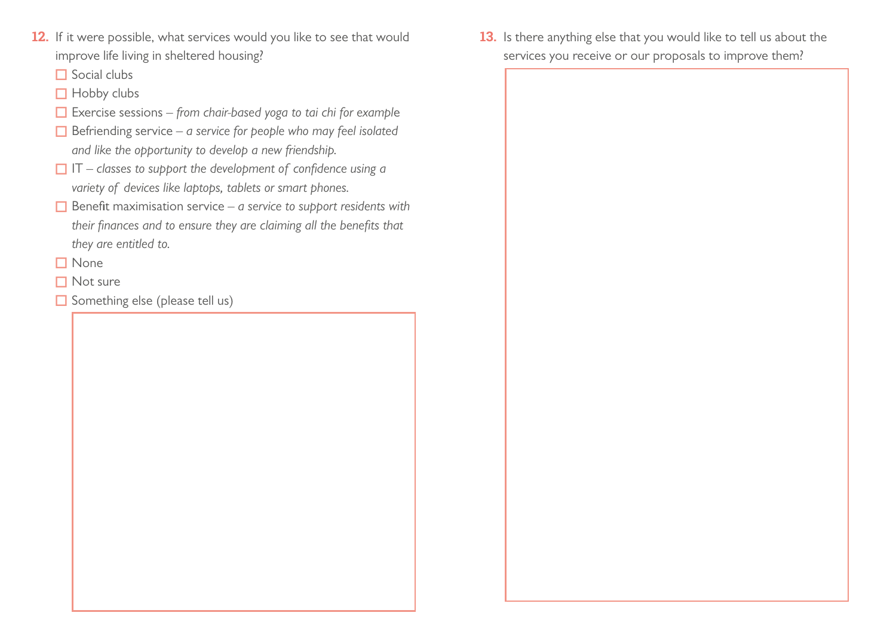**12.** If it were possible, what services would you like to see that would improve life living in sheltered housing?

- ☐ Social clubs
- ☐ Hobby clubs
- ☐ Exercise sessions – *from chair-based yoga to tai chi for example*
- ☐ Befriending service – *a service for people who may feel isolated and like the opportunity to develop a new friendship.*
- ☐ IT – *classes to support the development of confidence using a variety of devices like laptops, tablets or smart phones.*
- ☐ Benefit maximisation service – *a service to support residents with their finances and to ensure they are claiming all the benefits that they are entitled to.*
- ☐ None
- ☐ Not sure
- ☐ Something else (please tell us)

**13.** Is there anything else that you would like to tell us about the services you receive or our proposals to improve them?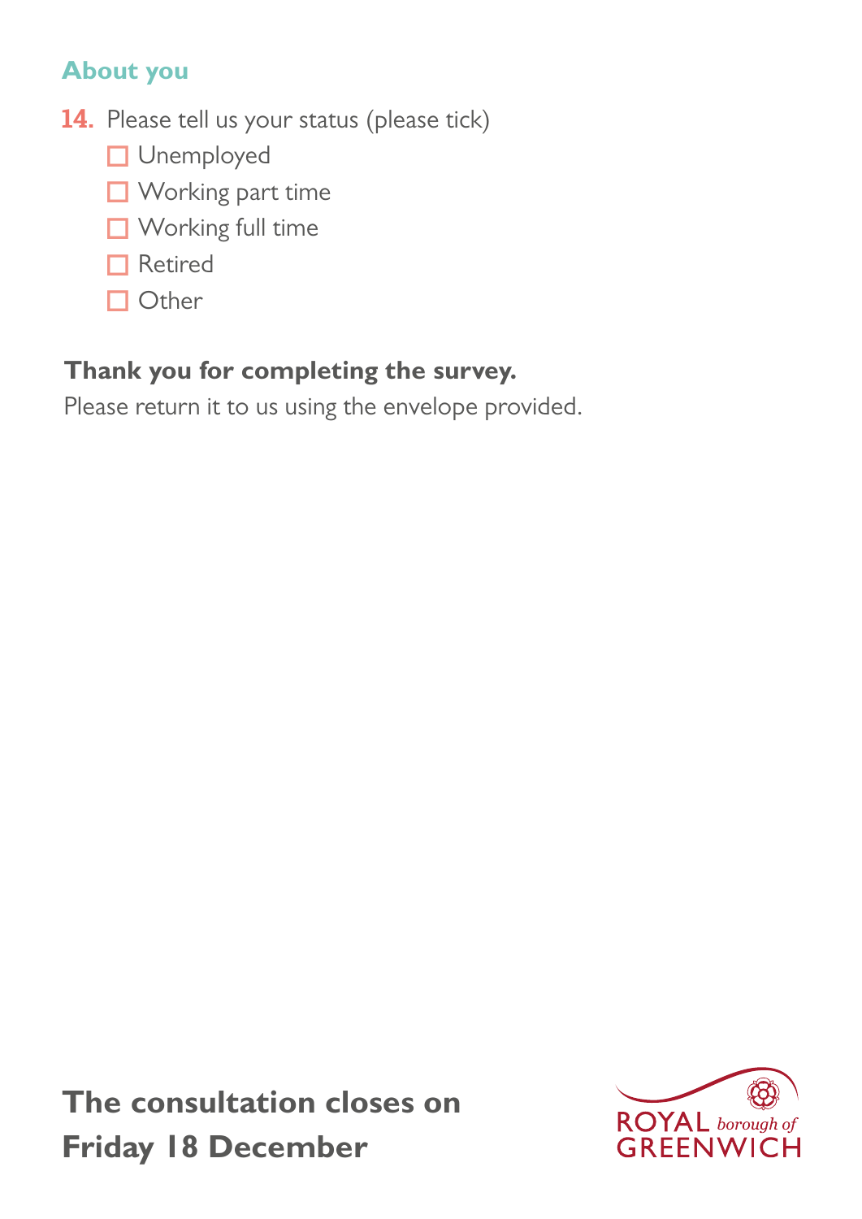## About you

**14.** Please tell us your status (please tick)

- ☐ Unemployed
- ☐ Working part time
- ☐ Working full time
- ☐ Retired
- ☐ Other

**Thank you for completing the survey.**

Please return it to us using the envelope provided.

**The consultation closes on Friday 18 December**

ROYAL *borough of* GREENWICH